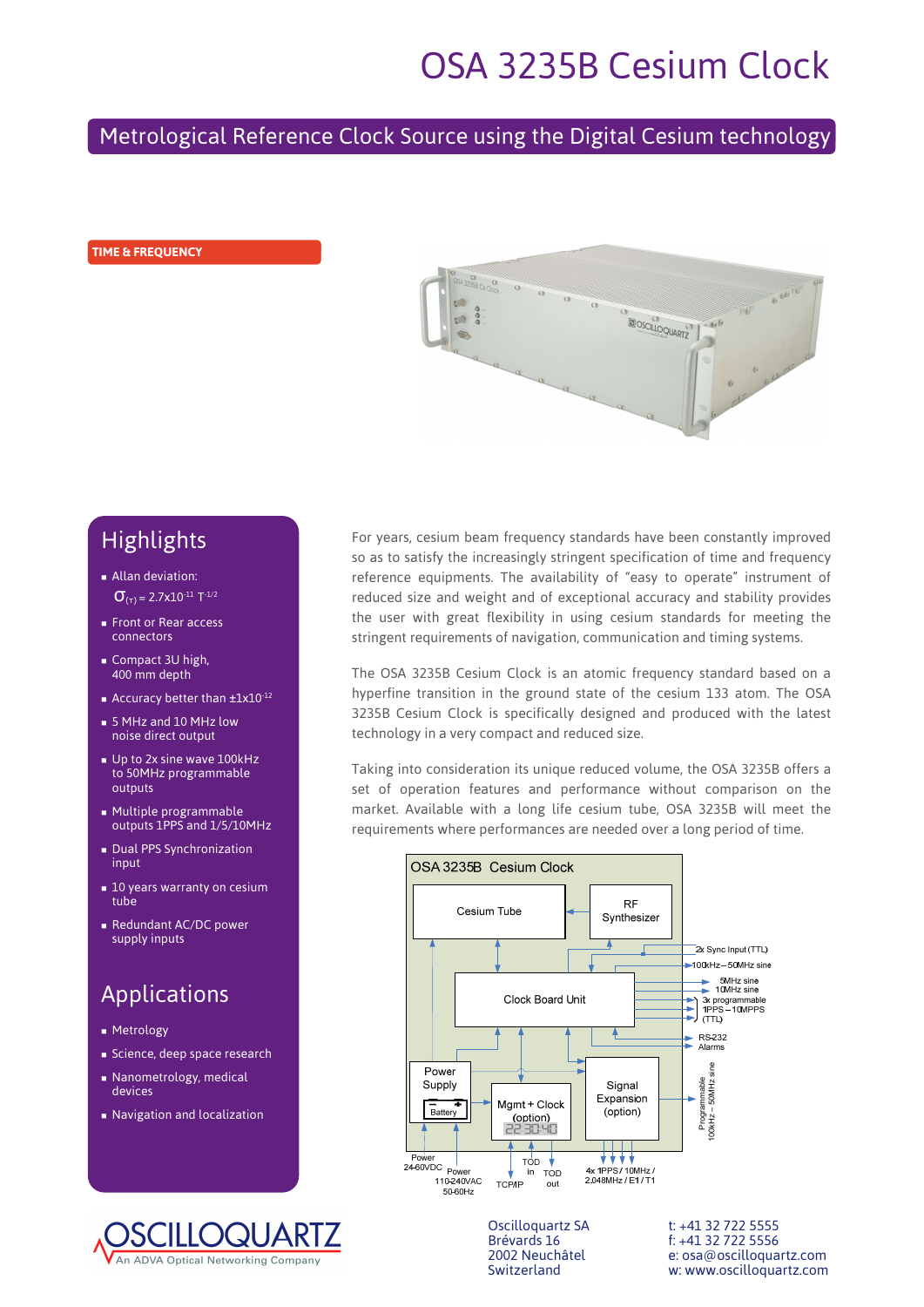# OSA 3235B Cesium Clock

## Metrological Reference Clock Source using the Digital Cesium technology

TIME & FREQUENCY

## Highlights

- Allan deviation: $\sigma_{(\tau)} = 2.7 \times 10^{-11}\ \tau^{-1/2}$
- Front or Rear access connectors
- Compact 3U high, 400 mm depth
- Accuracy better than $\pm 1 \times 10^{-12}$
- 5 MHz and 10 MHz low noise direct output
- Up to 2x sine wave 100kHz to 50MHz programmable outputs
- Multiple programmable outputs 1PPS and 1/5/10MHz
- Dual PPS Synchronization input
- 10 years warranty on cesium tube
- Redundant AC/DC power supply inputs

## Applications

- Metrology
- Science, deep space research
- Nanometrology, medical devices
- Navigation and localization

For years, cesium beam frequency standards have been constantly improved so as to satisfy the increasingly stringent specification of time and frequency reference equipments. The availability of "easy to operate" instrument of reduced size and weight and of exceptional accuracy and stability provides the user with great flexibility in using cesium standards for meeting the stringent requirements of navigation, communication and timing systems.

The OSA 3235B Cesium Clock is an atomic frequency standard based on a hyperfine transition in the ground state of the cesium 133 atom. The OSA 3235B Cesium Clock is specifically designed and produced with the latest technology in a very compact and reduced size.

Taking into consideration its unique reduced volume, the OSA 3235B offers a set of operation features and performance without comparison on the market. Available with a long life cesium tube, OSA 3235B will meet the requirements where performances are needed over a long period of time.

OSA 3235B Cesium Clock

Cesium Tube · RF Synthesizer · Clock Board Unit · Power Supply · Battery · Mgmt + Clock (option) · Signal Expansion (option)

2x Sync Input (TTL) · 100kHz – 50MHz sine · 5MHz sine · 10MHz sine · 3x programmable 1PPS – 10MPPS (TTL) · RS-232 · Alarms · Programmable 100kHz – 50MHz sine · Power 24-60VDC · Power 110-240VAC 50-60Hz · TCP/IP · TOD in · TOD out · 4x 1PPS / 10MHz / 2.048MHz / E1 / T1

OSCILLOQUARTZ
An ADVA Optical Networking Company

Oscilloquartz SA
Brévards 16
2002 Neuchâtel
Switzerland

t: +41 32 722 5555
f: +41 32 722 5556
e: osa@oscilloquartz.com
w: www.oscilloquartz.com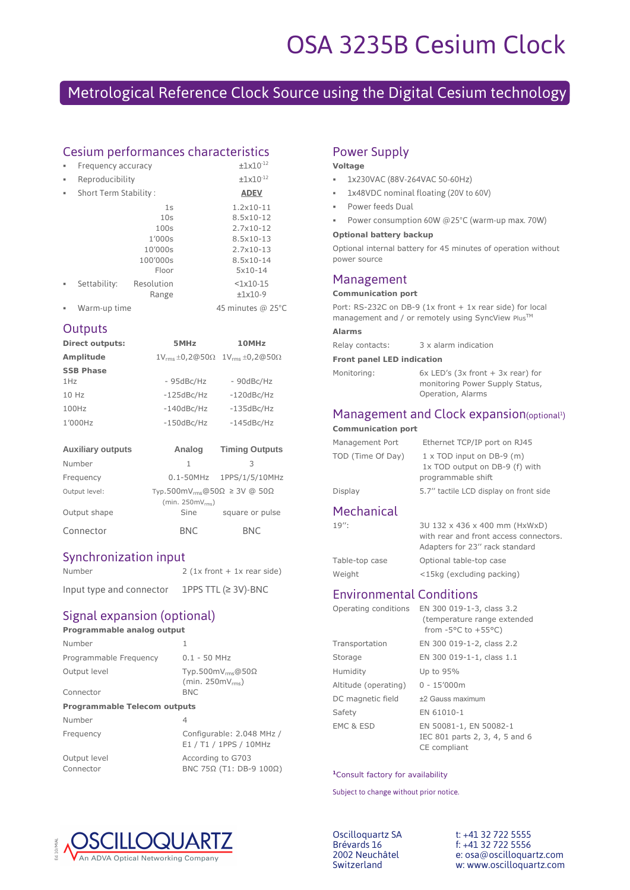# OSA 3235B Cesium Clock

## Metrological Reference Clock Source using the Digital Cesium technology

## Cesium performances characteristics

- Frequency accuracy ±1x10$^{-12}$
- Reproducibility ±1x10$^{-12}$
- Short Term Stability : **ADEV**

| | |
|---|---|
| 1s | 1.2x10-11 |
| 10s | 8.5x10-12 |
| 100s | 2.7x10-12 |
| 1'000s | 8.5x10-13 |
| 10'000s | 2.7x10-13 |
| 100'000s | 8.5x10-14 |
| Floor | 5x10-14 |

- Settability: Resolution <1x10-15; Range ±1x10-9
- Warm-up time 45 minutes @ 25°C

## Outputs

| **Direct outputs:** | **5MHz** | **10MHz** |
|---|---|---|
| **Amplitude** | 1V$_{rms}$ ±0,2@50Ω | 1V$_{rms}$ ±0,2@50Ω |
| **SSB Phase** | | |
| 1Hz | - 95dBc/Hz | - 90dBc/Hz |
| 10 Hz | -125dBc/Hz | -120dBc/Hz |
| 100Hz | -140dBc/Hz | -135dBc/Hz |
| 1'000Hz | -150dBc/Hz | -145dBc/Hz |

| **Auxiliary outputs** | **Analog** | **Timing Outputs** |
|---|---|---|
| Number | 1 | 3 |
| Frequency | 0.1-50MHz | 1PPS/1/5/10MHz |
| Output level: | Typ.500mV$_{rms}$@50Ω (min. 250mV$_{rms}$) | ≥ 3V @ 50Ω |
| Output shape | Sine | square or pulse |
| Connector | BNC | BNC |

## Synchronization input

| | |
|---|---|
| Number | 2 (1x front + 1x rear side) |
| Input type and connector | 1PPS TTL (≥ 3V)-BNC |

## Signal expansion (optional)

**Programmable analog output**

| | |
|---|---|
| Number | 1 |
| Programmable Frequency | 0.1 - 50 MHz |
| Output level | Typ.500mV$_{rms}$@50Ω (min. 250mV$_{rms}$) |
| Connector | BNC |

**Programmable Telecom outputs**

| | |
|---|---|
| Number | 4 |
| Frequency | Configurable: 2.048 MHz / E1 / T1 / 1PPS / 10MHz |
| Output level | According to G703 |
| Connector | BNC 75Ω (T1: DB-9 100Ω) |

## Power Supply

**Voltage**

- 1x230VAC (88V-264VAC 50-60Hz)
- 1x48VDC nominal floating (20V to 60V)
- Power feeds Dual
- Power consumption 60W @25°C (warm-up max. 70W)

**Optional battery backup**

Optional internal battery for 45 minutes of operation without power source

## Management

**Communication port**

Port: RS-232C on DB-9 (1x front + 1x rear side) for local management and / or remotely using SyncView Plus™

**Alarms**

Relay contacts: 3 x alarm indication

**Front panel LED indication**

Monitoring: 6x LED's (3x front + 3x rear) for monitoring Power Supply Status, Operation, Alarms

## Management and Clock expansion (optional[1])

**Communication port**

| | |
|---|---|
| Management Port | Ethernet TCP/IP port on RJ45 |
| TOD (Time Of Day) | 1 x TOD input on DB-9 (m) 1x TOD output on DB-9 (f) with programmable shift |
| Display | 5.7'' tactile LCD display on front side |

## Mechanical

| | |
|---|---|
| 19'': | 3U 132 x 436 x 400 mm (HxWxD) with rear and front access connectors. Adapters for 23'' rack standard |
| Table-top case | Optional table-top case |
| Weight | <15kg (excluding packing) |

## Environmental Conditions

| | |
|---|---|
| Operating conditions | EN 300 019-1-3, class 3.2 (temperature range extended from -5°C to +55°C) |
| Transportation | EN 300 019-1-2, class 2.2 |
| Storage | EN 300 019-1-1, class 1.1 |
| Humidity | Up to 95% |
| Altitude (operating) | 0 - 15'000m |
| DC magnetic field | ±2 Gauss maximum |
| Safety | EN 61010-1 |
| EMC & ESD | EN 50081-1, EN 50082-1 IEC 801 parts 2, 3, 4, 5 and 6 CE compliant |

[1]Consult factory for availability

Subject to change without prior notice.

OSCILLOQUARTZ — An ADVA Optical Networking Company

Oscilloquartz SA
Brévards 16
2002 Neuchâtel
Switzerland

t: +41 32 722 5555
f: +41 32 722 5556
e: osa@oscilloquartz.com
w: www.oscilloquartz.com